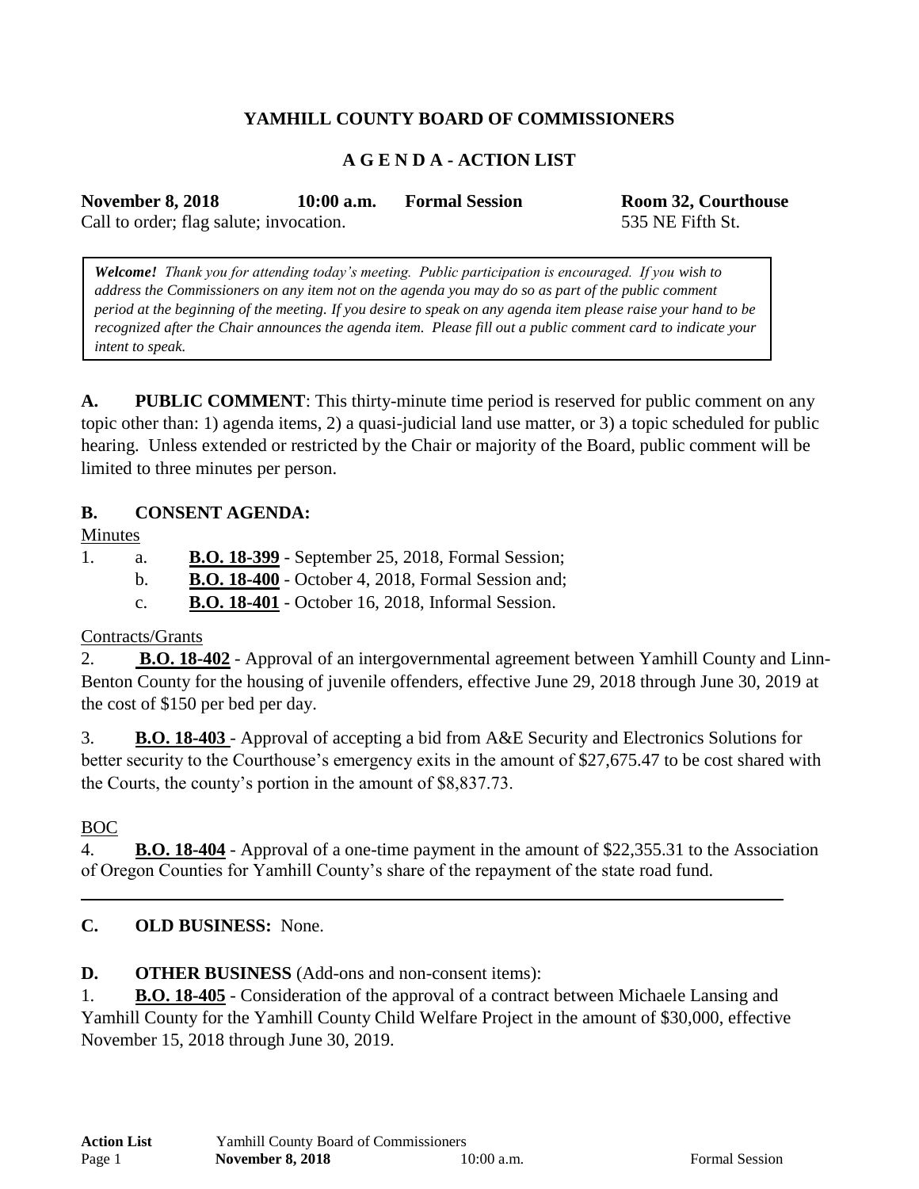# YAMHILL COUNTY BOARD OF COMMISSIONERS

## A G E N D A - ACTION LIST

**November 8, 2018** **10:00 a.m.** **Formal Session** **Room 32, Courthouse**
Call to order; flag salute; invocation. 535 NE Fifth St.

> ***Welcome!*** *Thank you for attending today's meeting. Public participation is encouraged. If you wish to address the Commissioners on any item not on the agenda you may do so as part of the public comment period at the beginning of the meeting. If you desire to speak on any agenda item please raise your hand to be recognized after the Chair announces the agenda item. Please fill out a public comment card to indicate your intent to speak.*

**A. PUBLIC COMMENT**: This thirty-minute time period is reserved for public comment on any topic other than: 1) agenda items, 2) a quasi-judicial land use matter, or 3) a topic scheduled for public hearing. Unless extended or restricted by the Chair or majority of the Board, public comment will be limited to three minutes per person.

**B. CONSENT AGENDA:**

Minutes

1. a. **B.O. 18-399** - September 25, 2018, Formal Session;
   b. **B.O. 18-400** - October 4, 2018, Formal Session and;
   c. **B.O. 18-401** - October 16, 2018, Informal Session.

Contracts/Grants

2. **B.O. 18-402** - Approval of an intergovernmental agreement between Yamhill County and Linn-Benton County for the housing of juvenile offenders, effective June 29, 2018 through June 30, 2019 at the cost of $150 per bed per day.

3. **B.O. 18-403** - Approval of accepting a bid from A&E Security and Electronics Solutions for better security to the Courthouse's emergency exits in the amount of $27,675.47 to be cost shared with the Courts, the county's portion in the amount of $8,837.73.

BOC

4. **B.O. 18-404** - Approval of a one-time payment in the amount of $22,355.31 to the Association of Oregon Counties for Yamhill County's share of the repayment of the state road fund.

---

**C. OLD BUSINESS:** None.

**D. OTHER BUSINESS** (Add-ons and non-consent items):

1. **B.O. 18-405** - Consideration of the approval of a contract between Michaele Lansing and Yamhill County for the Yamhill County Child Welfare Project in the amount of $30,000, effective November 15, 2018 through June 30, 2019.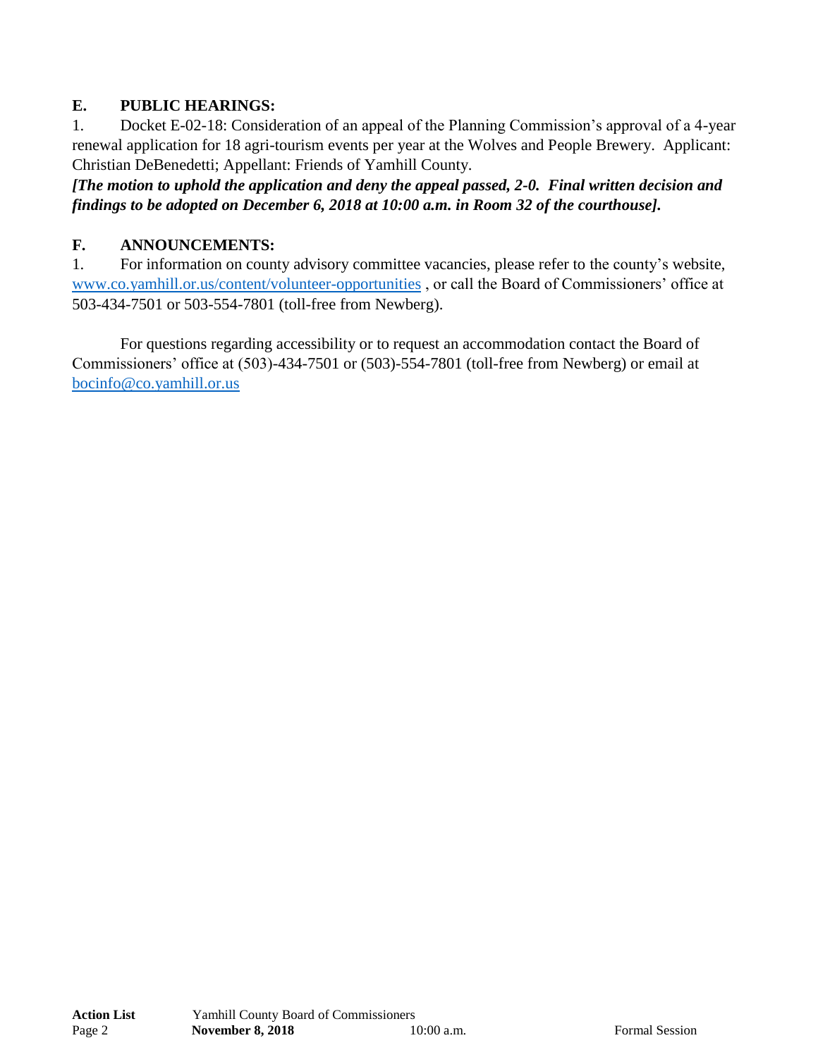## E. PUBLIC HEARINGS:

1. Docket E-02-18: Consideration of an appeal of the Planning Commission's approval of a 4-year renewal application for 18 agri-tourism events per year at the Wolves and People Brewery. Applicant: Christian DeBenedetti; Appellant: Friends of Yamhill County.

***[The motion to uphold the application and deny the appeal passed, 2-0. Final written decision and findings to be adopted on December 6, 2018 at 10:00 a.m. in Room 32 of the courthouse].***

## F. ANNOUNCEMENTS:

1. For information on county advisory committee vacancies, please refer to the county's website, www.co.yamhill.or.us/content/volunteer-opportunities , or call the Board of Commissioners' office at 503-434-7501 or 503-554-7801 (toll-free from Newberg).

For questions regarding accessibility or to request an accommodation contact the Board of Commissioners' office at (503)-434-7501 or (503)-554-7801 (toll-free from Newberg) or email at bocinfo@co.yamhill.or.us